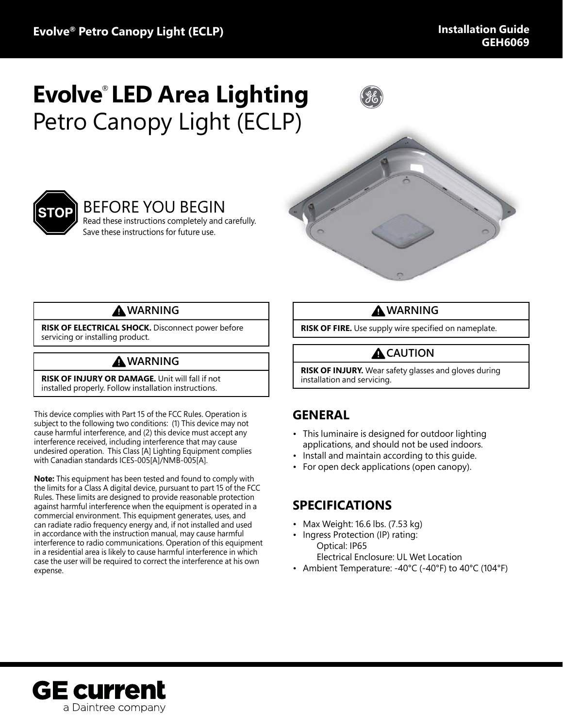# Evolve® LED Area Lighting
## Petro Canopy Light (ECLP)

**STOP** BEFORE YOU BEGIN
Read these instructions completely and carefully.
Save these instructions for future use.

**⚠ WARNING**

**RISK OF ELECTRICAL SHOCK.** Disconnect power before servicing or installing product.

**⚠ WARNING**

**RISK OF INJURY OR DAMAGE.** Unit will fall if not installed properly. Follow installation instructions.

This device complies with Part 15 of the FCC Rules. Operation is subject to the following two conditions: (1) This device may not cause harmful interference, and (2) this device must accept any interference received, including interference that may cause undesired operation. This Class [A] Lighting Equipment complies with Canadian standards ICES-005[A]/NMB-005[A].

**Note:** This equipment has been tested and found to comply with the limits for a Class A digital device, pursuant to part 15 of the FCC Rules. These limits are designed to provide reasonable protection against harmful interference when the equipment is operated in a commercial environment. This equipment generates, uses, and can radiate radio frequency energy and, if not installed and used in accordance with the instruction manual, may cause harmful interference to radio communications. Operation of this equipment in a residential area is likely to cause harmful interference in which case the user will be required to correct the interference at his own expense.

**⚠ WARNING**

**RISK OF FIRE.** Use supply wire specified on nameplate.

**⚠ CAUTION**

**RISK OF INJURY.** Wear safety glasses and gloves during installation and servicing.

## GENERAL

- This luminaire is designed for outdoor lighting applications, and should not be used indoors.
- Install and maintain according to this guide.
- For open deck applications (open canopy).

## SPECIFICATIONS

- Max Weight: 16.6 lbs. (7.53 kg)
- Ingress Protection (IP) rating:
  - Optical: IP65
  - Electrical Enclosure: UL Wet Location
- Ambient Temperature: -40°C (-40°F) to 40°C (104°F)

**GE current**
a Daintree company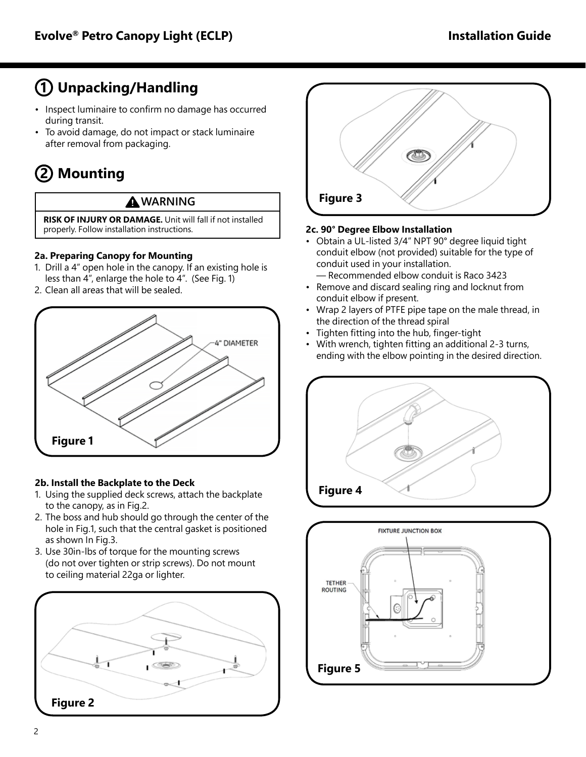## ① Unpacking/Handling

- Inspect luminaire to confirm no damage has occurred during transit.
- To avoid damage, do not impact or stack luminaire after removal from packaging.

## ② Mounting

**⚠ WARNING**

**RISK OF INJURY OR DAMAGE.** Unit will fall if not installed properly. Follow installation instructions.

### 2a. Preparing Canopy for Mounting

1. Drill a 4" open hole in the canopy. If an existing hole is less than 4", enlarge the hole to 4". (See Fig. 1)
2. Clean all areas that will be sealed.

4" DIAMETER

**Figure 1**

### 2b. Install the Backplate to the Deck

1. Using the supplied deck screws, attach the backplate to the canopy, as in Fig.2.
2. The boss and hub should go through the center of the hole in Fig.1, such that the central gasket is positioned as shown In Fig.3.
3. Use 30in-lbs of torque for the mounting screws (do not over tighten or strip screws). Do not mount to ceiling material 22ga or lighter.

**Figure 2**

**Figure 3**

### 2c. 90° Degree Elbow Installation

- Obtain a UL-listed 3/4" NPT 90° degree liquid tight conduit elbow (not provided) suitable for the type of conduit used in your installation.
  — Recommended elbow conduit is Raco 3423
- Remove and discard sealing ring and locknut from conduit elbow if present.
- Wrap 2 layers of PTFE pipe tape on the male thread, in the direction of the thread spiral
- Tighten fitting into the hub, finger-tight
- With wrench, tighten fitting an additional 2-3 turns, ending with the elbow pointing in the desired direction.

**Figure 4**

FIXTURE JUNCTION BOX

TETHER ROUTING

**Figure 5**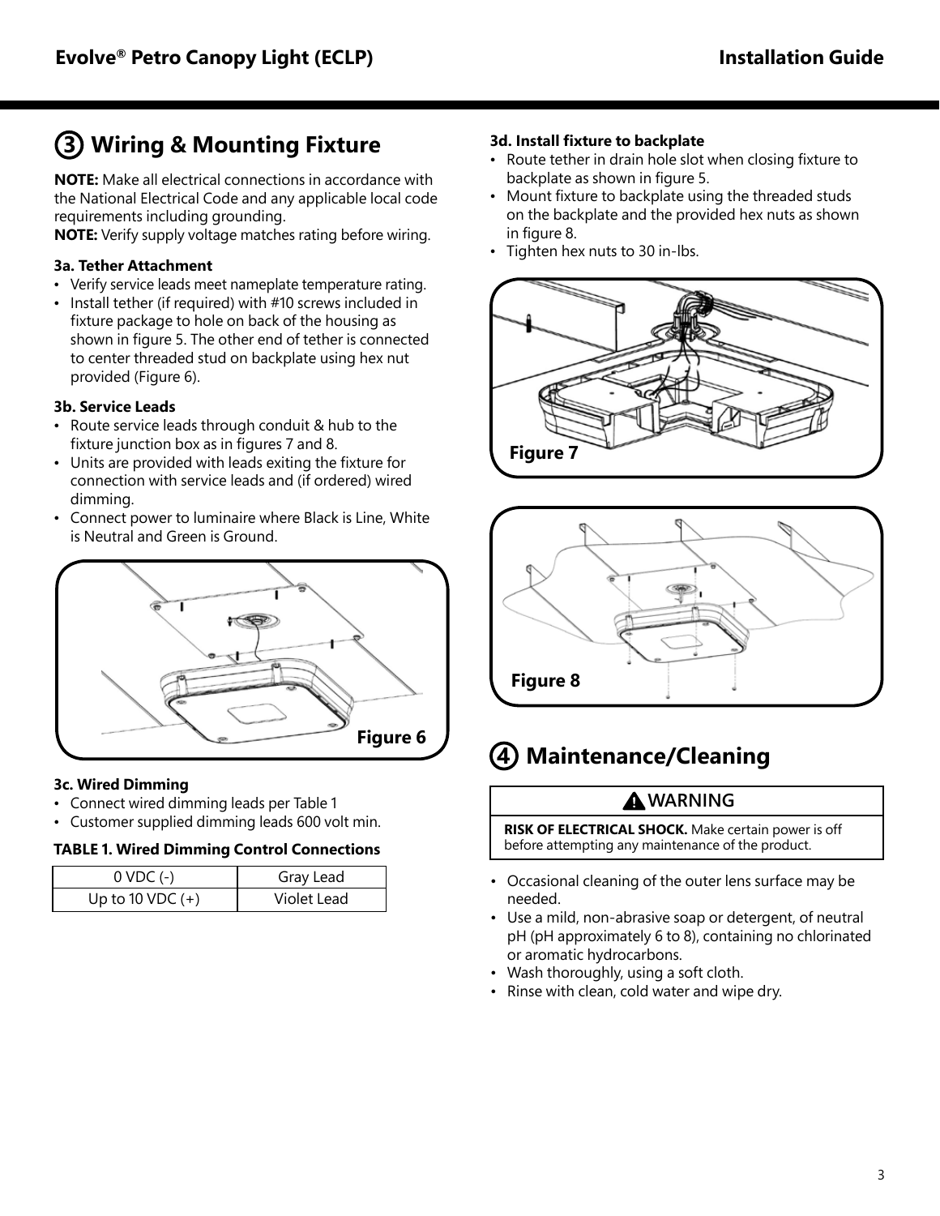## 3 Wiring & Mounting Fixture

**NOTE:** Make all electrical connections in accordance with the National Electrical Code and any applicable local code requirements including grounding.
**NOTE:** Verify supply voltage matches rating before wiring.

### 3a. Tether Attachment

- Verify service leads meet nameplate temperature rating.
- Install tether (if required) with #10 screws included in fixture package to hole on back of the housing as shown in figure 5. The other end of tether is connected to center threaded stud on backplate using hex nut provided (Figure 6).

### 3b. Service Leads

- Route service leads through conduit & hub to the fixture junction box as in figures 7 and 8.
- Units are provided with leads exiting the fixture for connection with service leads and (if ordered) wired dimming.
- Connect power to luminaire where Black is Line, White is Neutral and Green is Ground.

Figure 6

### 3c. Wired Dimming

- Connect wired dimming leads per Table 1
- Customer supplied dimming leads 600 volt min.

**TABLE 1. Wired Dimming Control Connections**

| | |
|---|---|
| 0 VDC (-) | Gray Lead |
| Up to 10 VDC (+) | Violet Lead |

### 3d. Install fixture to backplate

- Route tether in drain hole slot when closing fixture to backplate as shown in figure 5.
- Mount fixture to backplate using the threaded studs on the backplate and the provided hex nuts as shown in figure 8.
- Tighten hex nuts to 30 in-lbs.

Figure 7

Figure 8

## 4 Maintenance/Cleaning

**WARNING**

**RISK OF ELECTRICAL SHOCK.** Make certain power is off before attempting any maintenance of the product.

- Occasional cleaning of the outer lens surface may be needed.
- Use a mild, non-abrasive soap or detergent, of neutral pH (pH approximately 6 to 8), containing no chlorinated or aromatic hydrocarbons.
- Wash thoroughly, using a soft cloth.
- Rinse with clean, cold water and wipe dry.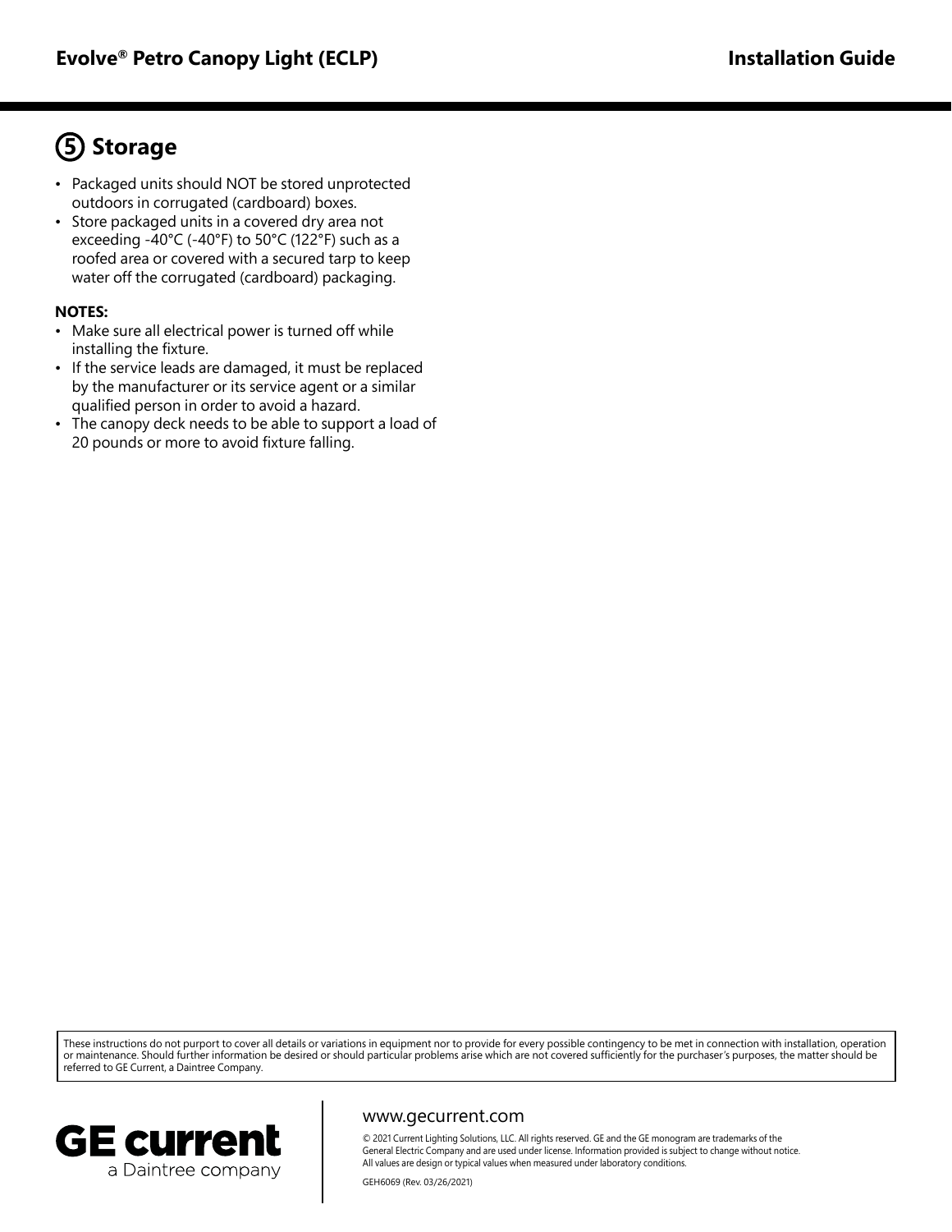## ⑤ Storage

- Packaged units should NOT be stored unprotected outdoors in corrugated (cardboard) boxes.
- Store packaged units in a covered dry area not exceeding -40°C (-40°F) to 50°C (122°F) such as a roofed area or covered with a secured tarp to keep water off the corrugated (cardboard) packaging.

**NOTES:**

- Make sure all electrical power is turned off while installing the fixture.
- If the service leads are damaged, it must be replaced by the manufacturer or its service agent or a similar qualified person in order to avoid a hazard.
- The canopy deck needs to be able to support a load of 20 pounds or more to avoid fixture falling.

These instructions do not purport to cover all details or variations in equipment nor to provide for every possible contingency to be met in connection with installation, operation or maintenance. Should further information be desired or should particular problems arise which are not covered sufficiently for the purchaser's purposes, the matter should be referred to GE Current, a Daintree Company.

GE current
a Daintree company

www.gecurrent.com

© 2021 Current Lighting Solutions, LLC. All rights reserved. GE and the GE monogram are trademarks of the General Electric Company and are used under license. Information provided is subject to change without notice. All values are design or typical values when measured under laboratory conditions.

GEH6069 (Rev. 03/26/2021)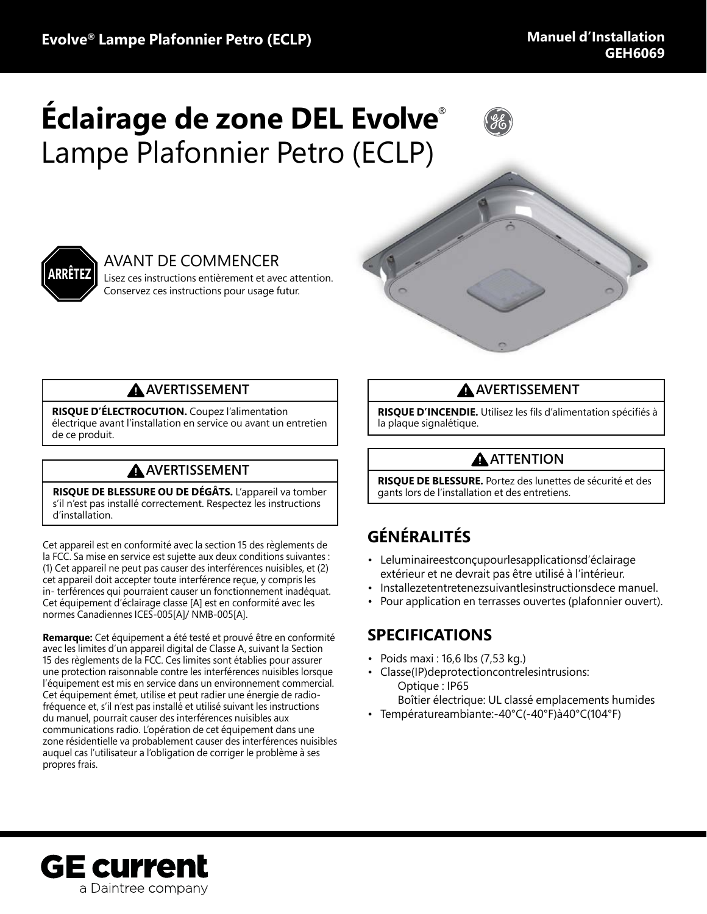**Evolve® Lampe Plafonnier Petro (ECLP)**

**Manuel d'Installation**
**GEH6069**

# Éclairage de zone DEL Evolve®
## Lampe Plafonnier Petro (ECLP)

**ARRÊTEZ**

AVANT DE COMMENCER

Lisez ces instructions entièrement et avec attention. Conservez ces instructions pour usage futur.

**⚠ AVERTISSEMENT**

**RISQUE D'ÉLECTROCUTION.** Coupez l'alimentation électrique avant l'installation en service ou avant un entretien de ce produit.

**⚠ AVERTISSEMENT**

**RISQUE DE BLESSURE OU DE DÉGÂTS.** L'appareil va tomber s'il n'est pas installé correctement. Respectez les instructions d'installation.

Cet appareil est en conformité avec la section 15 des règlements de la FCC. Sa mise en service est sujette aux deux conditions suivantes : (1) Cet appareil ne peut pas causer des interférences nuisibles, et (2) cet appareil doit accepter toute interférence reçue, y compris les in- terférences qui pourraient causer un fonctionnement inadéquat. Cet équipement d'éclairage classe [A] est en conformité avec les normes Canadiennes ICES-005[A]/ NMB-005[A].

**Remarque:** Cet équipement a été testé et prouvé être en conformité avec les limites d'un appareil digital de Classe A, suivant la Section 15 des règlements de la FCC. Ces limites sont établies pour assurer une protection raisonnable contre les interférences nuisibles lorsque l'équipement est mis en service dans un environnement commercial. Cet équipement émet, utilise et peut radier une énergie de radio-fréquence et, s'il n'est pas installé et utilisé suivant les instructions du manuel, pourrait causer des interférences nuisibles aux communications radio. L'opération de cet équipement dans une zone résidentielle va probablement causer des interférences nuisibles auquel cas l'utilisateur a l'obligation de corriger le problème à ses propres frais.

**⚠ AVERTISSEMENT**

**RISQUE D'INCENDIE.** Utilisez les fils d'alimentation spécifiés à la plaque signalétique.

**⚠ ATTENTION**

**RISQUE DE BLESSURE.** Portez des lunettes de sécurité et des gants lors de l'installation et des entretiens.

## GÉNÉRALITÉS

- Le luminaire est conçu pour les applications d'éclairage extérieur et ne devrait pas être utilisé à l'intérieur.
- Installez et entretenez suivant les instructions de ce manuel.
- Pour application en terrasses ouvertes (plafonnier ouvert).

## SPECIFICATIONS

- Poids maxi : 16,6 lbs (7,53 kg.)
- Classe (IP) de protection contre les intrusions:
  - Optique : IP65
  - Boîtier électrique: UL classé emplacements humides
- Température ambiante: -40°C (-40°F) à 40°C (104°F)

GE current
a Daintree company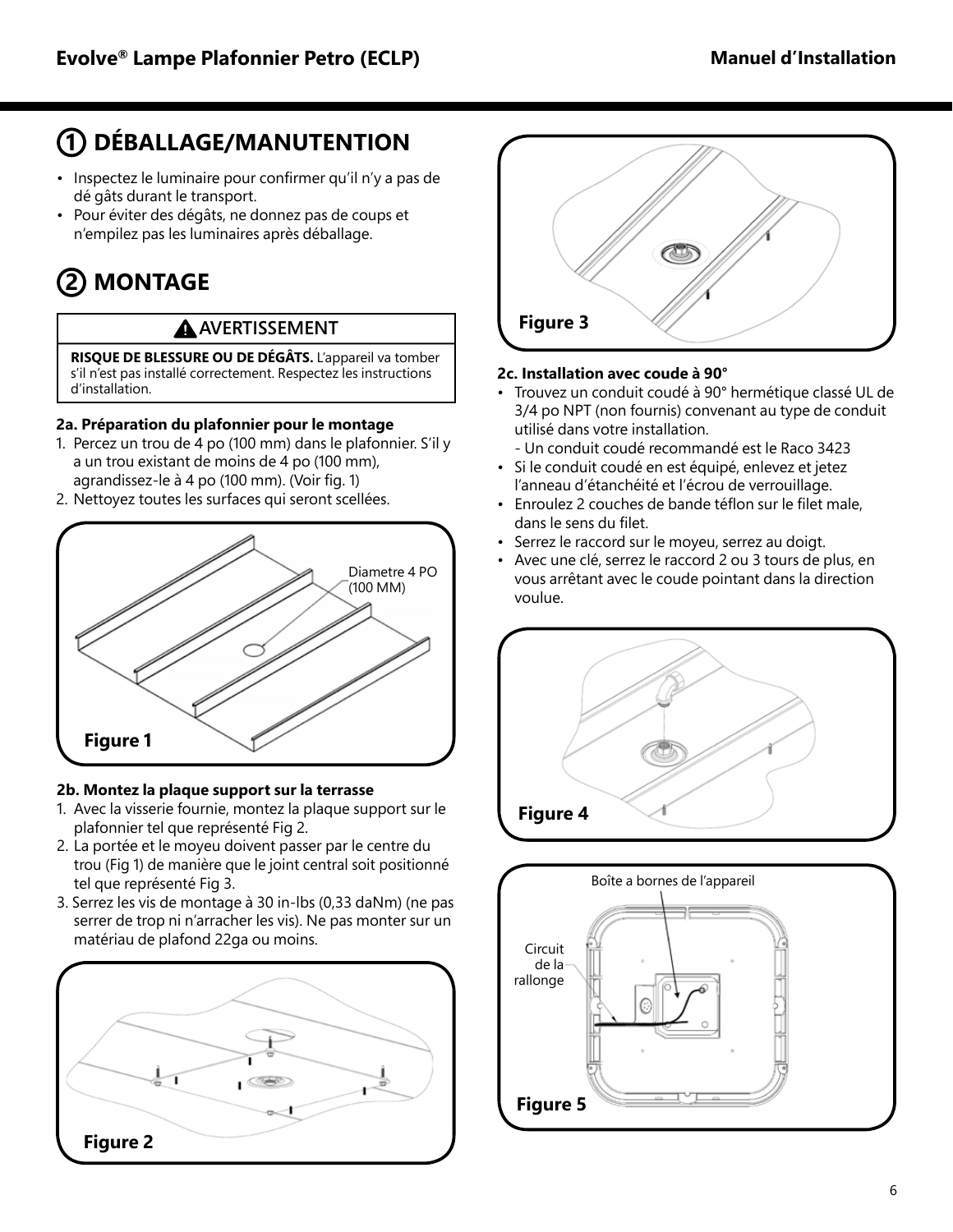## ① DÉBALLAGE/MANUTENTION

- Inspectez le luminaire pour confirmer qu'il n'y a pas de dé gâts durant le transport.
- Pour éviter des dégâts, ne donnez pas de coups et n'empilez pas les luminaires après déballage.

## ② MONTAGE

**⚠ AVERTISSEMENT**

**RISQUE DE BLESSURE OU DE DÉGÂTS.** L'appareil va tomber s'il n'est pas installé correctement. Respectez les instructions d'installation.

**2a. Préparation du plafonnier pour le montage**

1. Percez un trou de 4 po (100 mm) dans le plafonnier. S'il y a un trou existant de moins de 4 po (100 mm), agrandissez-le à 4 po (100 mm). (Voir fig. 1)
2. Nettoyez toutes les surfaces qui seront scellées.

Diametre 4 PO (100 MM)

**Figure 1**

**2b. Montez la plaque support sur la terrasse**

1. Avec la visserie fournie, montez la plaque support sur le plafonnier tel que représenté Fig 2.
2. La portée et le moyeu doivent passer par le centre du trou (Fig 1) de manière que le joint central soit positionné tel que représenté Fig 3.
3. Serrez les vis de montage à 30 in-lbs (0,33 daNm) (ne pas serrer de trop ni n'arracher les vis). Ne pas monter sur un matériau de plafond 22ga ou moins.

**Figure 2**

**Figure 3**

**2c. Installation avec coude à 90°**

- Trouvez un conduit coudé à 90° hermétique classé UL de 3/4 po NPT (non fournis) convenant au type de conduit utilisé dans votre installation.
  - Un conduit coudé recommandé est le Raco 3423
- Si le conduit coudé en est équipé, enlevez et jetez l'anneau d'étanchéité et l'écrou de verrouillage.
- Enroulez 2 couches de bande téflon sur le filet male, dans le sens du filet.
- Serrez le raccord sur le moyeu, serrez au doigt.
- Avec une clé, serrez le raccord 2 ou 3 tours de plus, en vous arrêtant avec le coude pointant dans la direction voulue.

**Figure 4**

Boîte a bornes de l'appareil

Circuit de la rallonge

**Figure 5**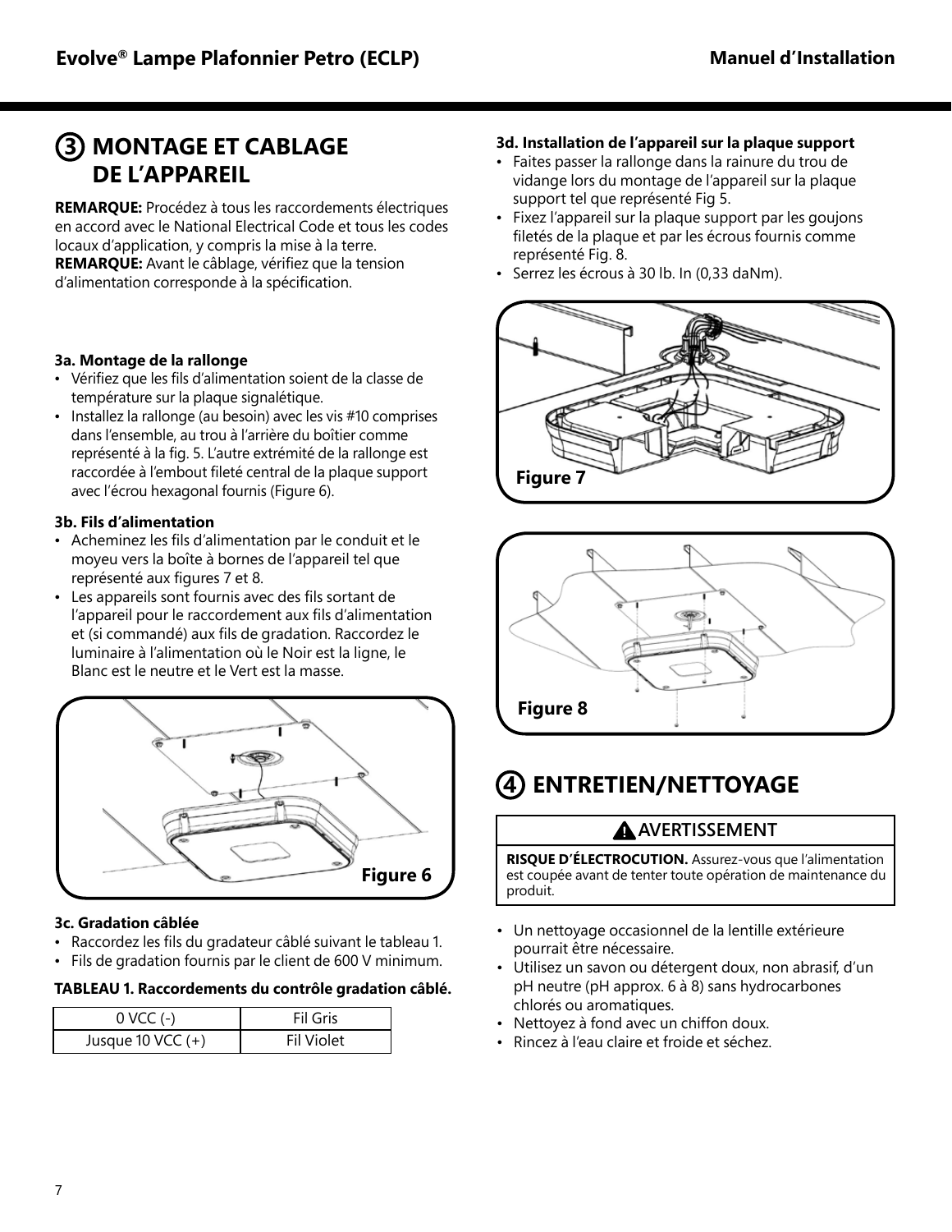## 3 MONTAGE ET CABLAGE DE L'APPAREIL

**REMARQUE:** Procédez à tous les raccordements électriques en accord avec le National Electrical Code et tous les codes locaux d'application, y compris la mise à la terre.
**REMARQUE:** Avant le câblage, vérifiez que la tension d'alimentation corresponde à la spécification.

**3a. Montage de la rallonge**

- Vérifiez que les fils d'alimentation soient de la classe de température sur la plaque signalétique.
- Installez la rallonge (au besoin) avec les vis #10 comprises dans l'ensemble, au trou à l'arrière du boîtier comme représenté à la fig. 5. L'autre extrémité de la rallonge est raccordée à l'embout fileté central de la plaque support avec l'écrou hexagonal fourni (Figure 6).

**3b. Fils d'alimentation**

- Acheminez les fils d'alimentation par le conduit et le moyeu vers la boîte à bornes de l'appareil tel que représenté aux figures 7 et 8.
- Les appareils sont fournis avec des fils sortant de l'appareil pour le raccordement aux fils d'alimentation et (si commandé) aux fils de gradation. Raccordez le luminaire à l'alimentation où le Noir est la ligne, le Blanc est le neutre et le Vert est la masse.

Figure 6

**3c. Gradation câblée**

- Raccordez les fils du gradateur câblé suivant le tableau 1.
- Fils de gradation fournis par le client de 600 V minimum.

**TABLEAU 1. Raccordements du contrôle gradation câblé.**

| | |
|---|---|
| 0 VCC (-) | Fil Gris |
| Jusque 10 VCC (+) | Fil Violet |

**3d. Installation de l'appareil sur la plaque support**

- Faites passer la rallonge dans la rainure du trou de vidange lors du montage de l'appareil sur la plaque support tel que représenté Fig 5.
- Fixez l'appareil sur la plaque support par les goujons filetés de la plaque et par les écrous fournis comme représenté Fig. 8.
- Serrez les écrous à 30 lb. In (0,33 daNm).

Figure 7

Figure 8

## 4 ENTRETIEN/NETTOYAGE

**AVERTISSEMENT**

**RISQUE D'ÉLECTROCUTION.** Assurez-vous que l'alimentation est coupée avant de tenter toute opération de maintenance du produit.

- Un nettoyage occasionnel de la lentille extérieure pourrait être nécessaire.
- Utilisez un savon ou détergent doux, non abrasif, d'un pH neutre (pH approx. 6 à 8) sans hydrocarbones chlorés ou aromatiques.
- Nettoyez à fond avec un chiffon doux.
- Rincez à l'eau claire et froide et séchez.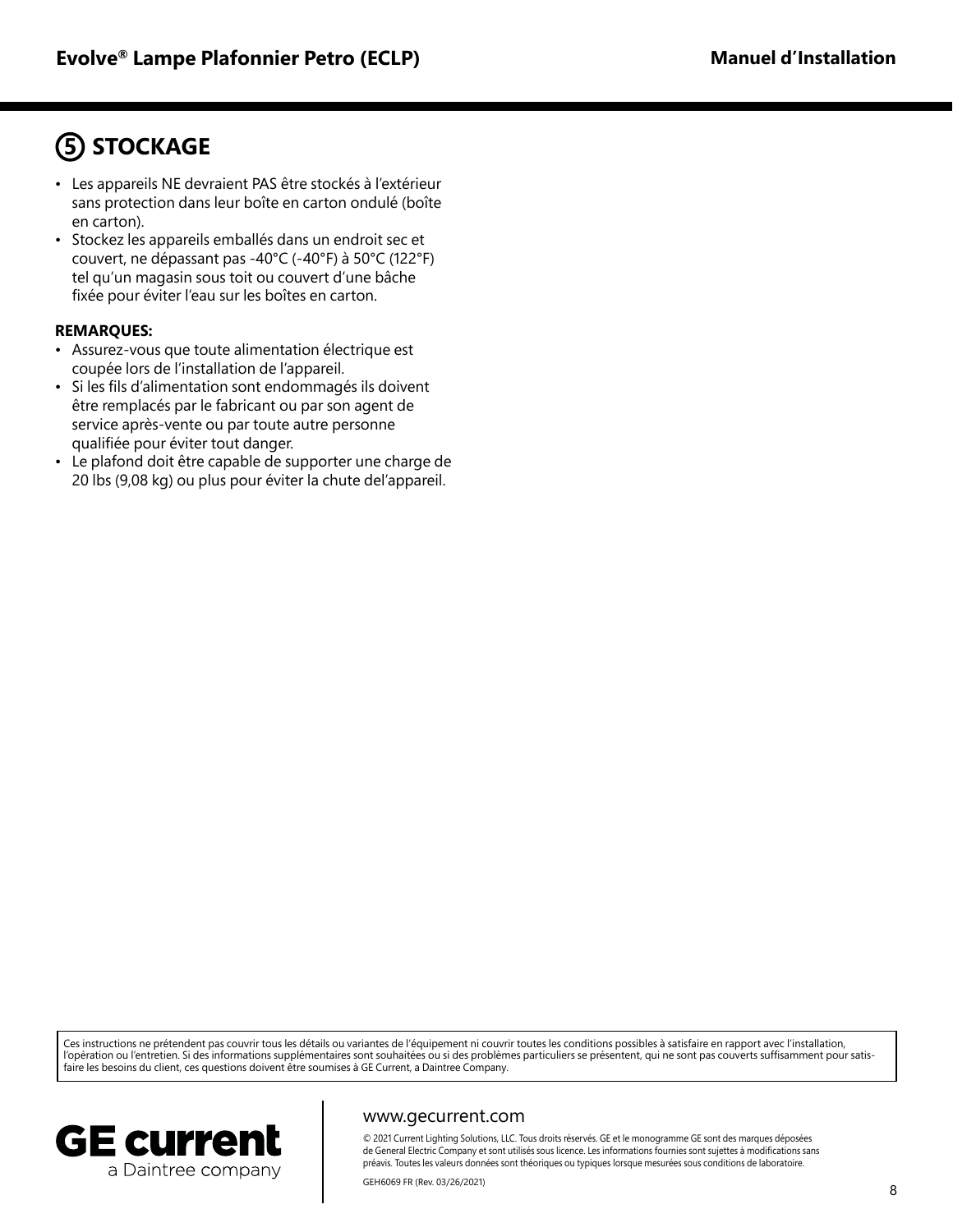## ⑤ STOCKAGE

- Les appareils NE devraient PAS être stockés à l'extérieur sans protection dans leur boîte en carton ondulé (boîte en carton).
- Stockez les appareils emballés dans un endroit sec et couvert, ne dépassant pas -40°C (-40°F) à 50°C (122°F) tel qu'un magasin sous toit ou couvert d'une bâche fixée pour éviter l'eau sur les boîtes en carton.

**REMARQUES:**

- Assurez-vous que toute alimentation électrique est coupée lors de l'installation de l'appareil.
- Si les fils d'alimentation sont endommagés ils doivent être remplacés par le fabricant ou par son agent de service après-vente ou par toute autre personne qualifiée pour éviter tout danger.
- Le plafond doit être capable de supporter une charge de 20 lbs (9,08 kg) ou plus pour éviter la chute del'appareil.

Ces instructions ne prétendent pas couvrir tous les détails ou variantes de l'équipement ni couvrir toutes les conditions possibles à satisfaire en rapport avec l'installation, l'opération ou l'entretien. Si des informations supplémentaires sont souhaitées ou si des problèmes particuliers se présentent, qui ne sont pas couverts suffisamment pour satisfaire les besoins du client, ces questions doivent être soumises à GE Current, a Daintree Company.

GE current
a Daintree company

www.gecurrent.com

© 2021 Current Lighting Solutions, LLC. Tous droits réservés. GE et le monogramme GE sont des marques déposées de General Electric Company et sont utilisés sous licence. Les informations fournies sont sujettes à modifications sans préavis. Toutes les valeurs données sont théoriques ou typiques lorsque mesurées sous conditions de laboratoire.

GEH6069 FR (Rev. 03/26/2021)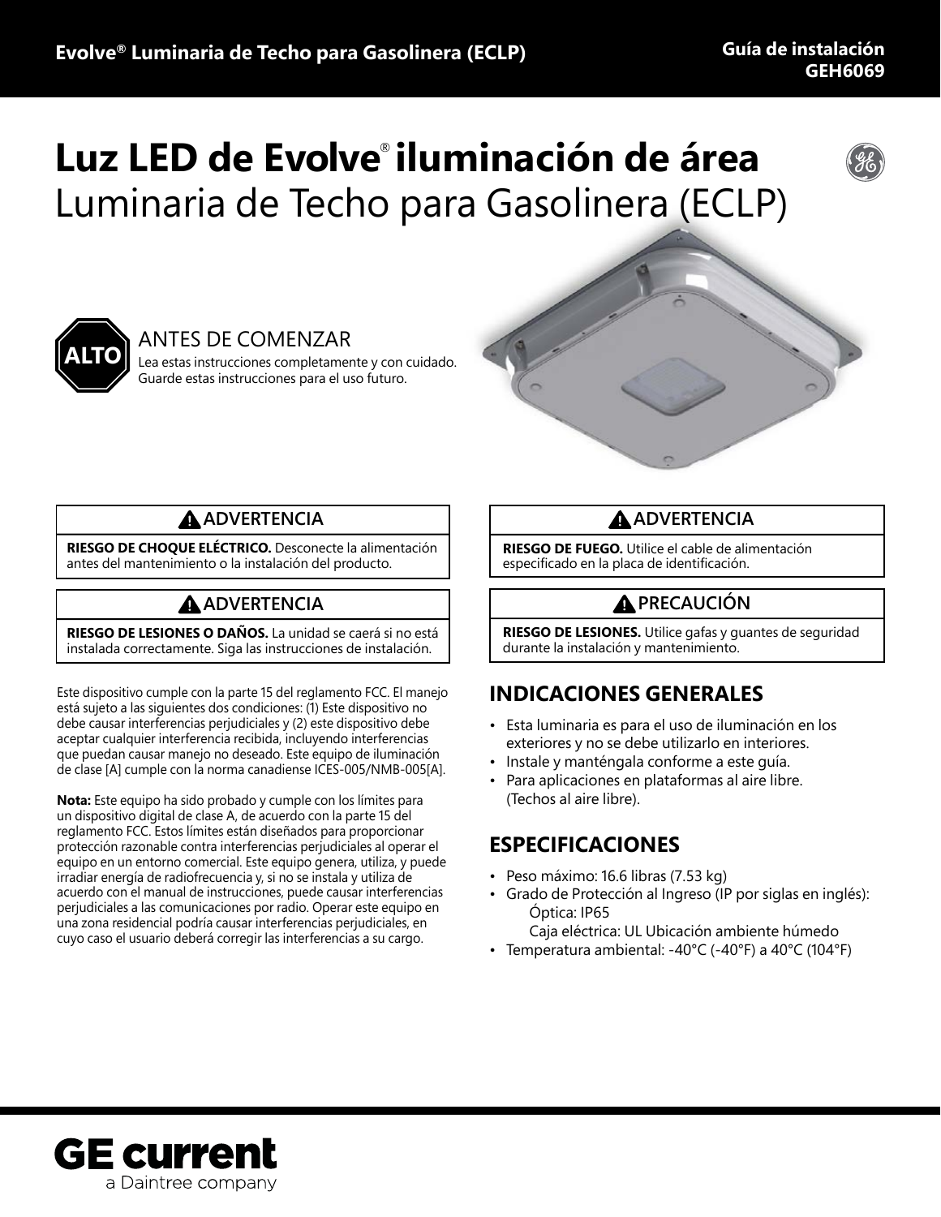# Luz LED de Evolve® iluminación de área
Luminaria de Techo para Gasolinera (ECLP)

ALTO

ANTES DE COMENZAR

Lea estas instrucciones completamente y con cuidado.
Guarde estas instrucciones para el uso futuro.

| ⚠ ADVERTENCIA |
|---|
| **RIESGO DE CHOQUE ELÉCTRICO.** Desconecte la alimentación antes del mantenimiento o la instalación del producto. |

| ⚠ ADVERTENCIA |
|---|
| **RIESGO DE LESIONES O DAÑOS.** La unidad se caerá si no está instalada correctamente. Siga las instrucciones de instalación. |

Este dispositivo cumple con la parte 15 del reglamento FCC. El manejo está sujeto a las siguientes dos condiciones: (1) Este dispositivo no debe causar interferencias perjudiciales y (2) este dispositivo debe aceptar cualquier interferencia recibida, incluyendo equipo de interferencias que puedan causar manejo no deseado. Este equipo de iluminación de clase [A] cumple con la norma canadiense ICES-005/NMB-005[A].

**Nota:** Este equipo ha sido probado y cumple con los límites para un dispositivo digital de clase A, de acuerdo con la parte 15 del reglamento FCC. Estos límites están diseñados para proporcionar protección razonable contra interferencias perjudiciales al operar el equipo en un entorno comercial. Este equipo genera, utiliza, y puede irradiar energía de radiofrecuencia y, si no se instala y utiliza de acuerdo con el manual de instrucciones, puede causar interferencias perjudiciales a las comunicaciones por radio. Operar este equipo en una zona residencial podría causar interferencias perjudiciales, en cuyo caso el usuario deberá corregir las interferencias a su cargo.

| ⚠ ADVERTENCIA |
|---|
| **RIESGO DE FUEGO.** Utilice el cable de alimentación especificado en la placa de identificación. |

| ⚠ PRECAUCIÓN |
|---|
| **RIESGO DE LESIONES.** Utilice gafas y guantes de seguridad durante la instalación y mantenimiento. |

## INDICACIONES GENERALES

- Esta luminaria es para el uso de iluminación en los exteriores y no se debe utilizarlo en interiores.
- Instale y manténgala conforme a este guía.
- Para aplicaciones en plataformas al aire libre. (Techos al aire libre).

## ESPECIFICACIONES

- Peso máximo: 16.6 libras (7.53 kg)
- Grado de Protección al Ingreso (IP por siglas en inglés):
  - Óptica: IP65
  - Caja eléctrica: UL Ubicación ambiente húmedo
- Temperatura ambiental: -40°C (-40°F) a 40°C (104°F)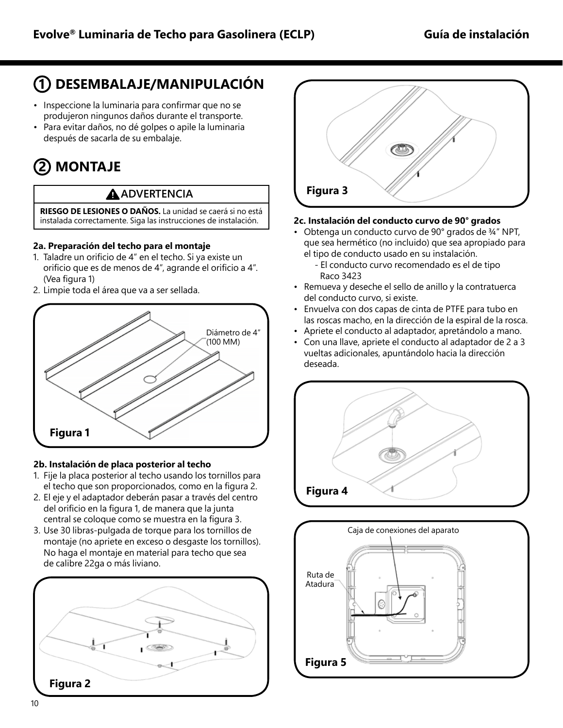## ① DESEMBALAJE/MANIPULACIÓN

- Inspeccione la luminaria para confirmar que no se produjeron ningunos daños durante el transporte.
- Para evitar daños, no dé golpes o apile la luminaria después de sacarla de su embalaje.

## ② MONTAJE

**⚠ ADVERTENCIA**

**RIESGO DE LESIONES O DAÑOS.** La unidad se caerá si no está instalada correctamente. Siga las instrucciones de instalación.

**2a. Preparación del techo para el montaje**

1. Taladre un orificio de 4" en el techo. Si ya existe un orificio que es de menos de 4", agrande el orificio a 4". (Vea figura 1)
2. Limpie toda el área que va a ser sellada.

Diámetro de 4" (100 MM)

**Figura 1**

**2b. Instalación de placa posterior al techo**

1. Fije la placa posterior al techo usando los tornillos para el techo que son proporcionados, como en la figura 2.
2. El eje y el adaptador deberán pasar a través del centro del orificio en la figura 1, de manera que la junta central se coloque como se muestra en la figura 3.
3. Use 30 libras-pulgada de torque para los tornillos de montaje (no apriete en exceso o desgaste los tornillos). No haga el montaje en material para techo que sea de calibre 22ga o más liviano.

**Figura 2**

**Figura 3**

**2c. Instalación del conducto curvo de 90° grados**

- Obtenga un conducto curvo de 90° grados de ¾" NPT, que sea hermético (no incluido) que sea apropiado para el tipo de conducto usado en su instalación.
  - El conducto curvo recomendado es el de tipo Raco 3423
- Remueva y deseche el sello de anillo y la contratuerca del conducto curvo, si existe.
- Envuelva con dos capas de cinta de PTFE para tubo en las roscas macho, en la dirección de la espiral de la rosca.
- Apriete el conducto al adaptador, apretándolo a mano.
- Con una llave, apriete el conducto al adaptador de 2 a 3 vueltas adicionales, apuntándolo hacia la dirección deseada.

**Figura 4**

Caja de conexiones del aparato

Ruta de Atadura

**Figura 5**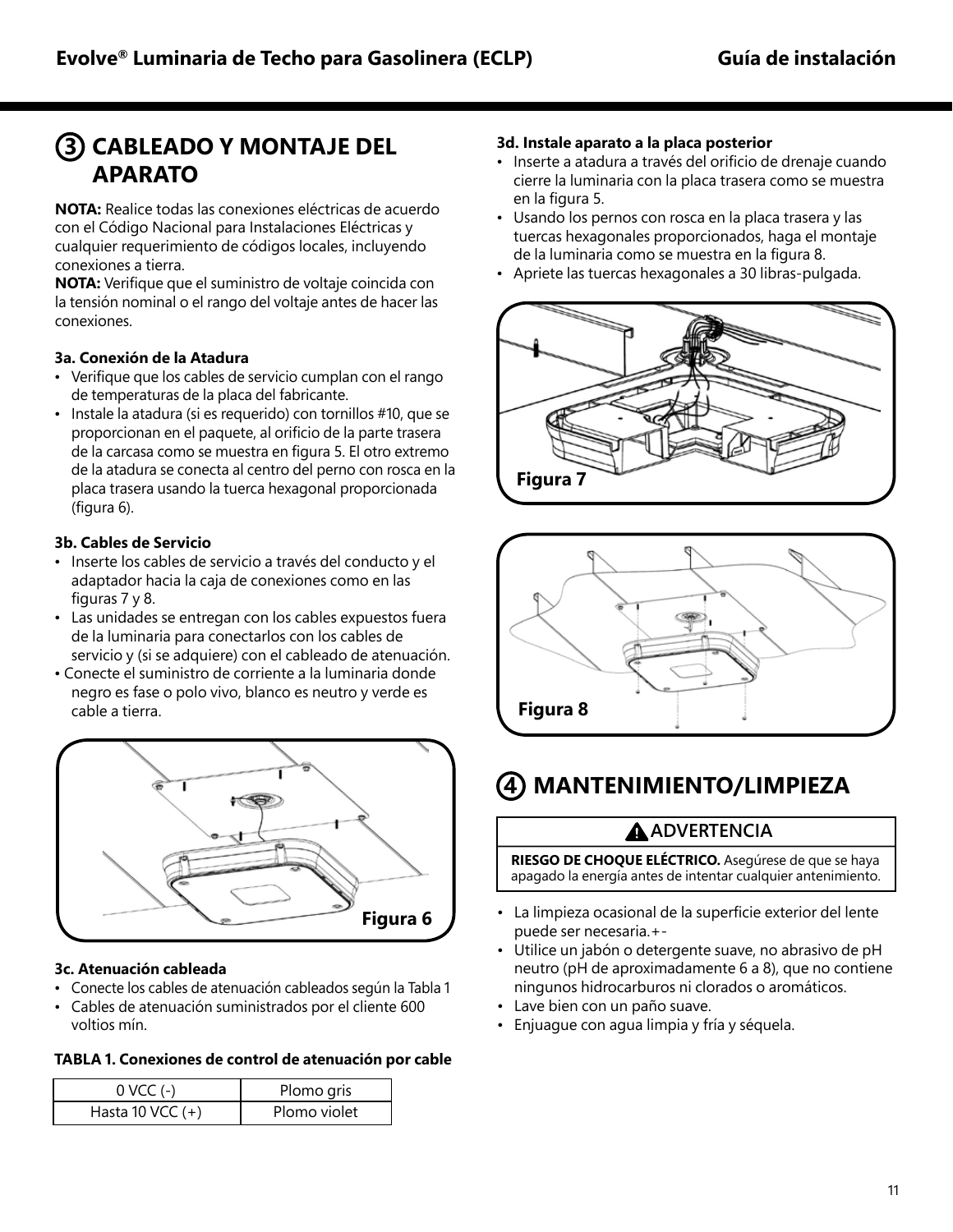## 3 CABLEADO Y MONTAJE DEL APARATO

**NOTA:** Realice todas las conexiones eléctricas de acuerdo con el Código Nacional para Instalaciones Eléctricas y cualquier requerimiento de códigos locales, incluyendo conexiones a tierra.
**NOTA:** Verifique que el suministro de voltaje coincida con la tensión nominal o el rango del voltaje antes de hacer las conexiones.

### 3a. Conexión de la Atadura

- Verifique que los cables de servicio cumplan con el rango de temperaturas de la placa del fabricante.
- Instale la atadura (si es requerido) con tornillos #10, que se proporcionan en el paquete, al orificio de la parte trasera de la carcasa como se muestra en figura 5. El otro extremo de la atadura se conecta al centro del perno con rosca en la placa trasera usando la tuerca hexagonal proporcionada (figura 6).

### 3b. Cables de Servicio

- Inserte los cables de servicio a través del conducto y el adaptador hacia la caja de conexiones como en las figuras 7 y 8.
- Las unidades se entregan con los cables expuestos fuera de la luminaria para conectarlos con los cables de servicio y (si se adquiere) con el cableado de atenuación.
- Conecte el suministro de corriente a la luminaria donde negro es fase o polo vivo, blanco es neutro y verde es cable a tierra.

Figura 6

### 3c. Atenuación cableada

- Conecte los cables de atenuación cableados según la Tabla 1
- Cables de atenuación suministrados por el cliente 600 voltios mín.

**TABLA 1. Conexiones de control de atenuación por cable**

| | |
|---|---|
| 0 VCC (-) | Plomo gris |
| Hasta 10 VCC (+) | Plomo violet |

### 3d. Instale aparato a la placa posterior

- Inserte a atadura a través del orificio de drenaje cuando cierre la luminaria con la placa trasera como se muestra en la figura 5.
- Usando los pernos con rosca en la placa trasera y las tuercas hexagonales proporcionados, haga el montaje de la luminaria como se muestra en la figura 8.
- Apriete las tuercas hexagonales a 30 libras-pulgada.

Figura 7

Figura 8

## 4 MANTENIMIENTO/LIMPIEZA

**⚠ ADVERTENCIA**

**RIESGO DE CHOQUE ELÉCTRICO.** Asegúrese de que se haya apagado la energía antes de intentar cualquier antenimiento.

- La limpieza ocasional de la superficie exterior del lente puede ser necesaria.+-
- Utilice un jabón o detergente suave, no abrasivo de pH neutro (pH de aproximadamente 6 a 8), que no contiene ningunos hidrocarburos ni clorados o aromáticos.
- Lave bien con un paño suave.
- Enjuague con agua limpia y fría y séquela.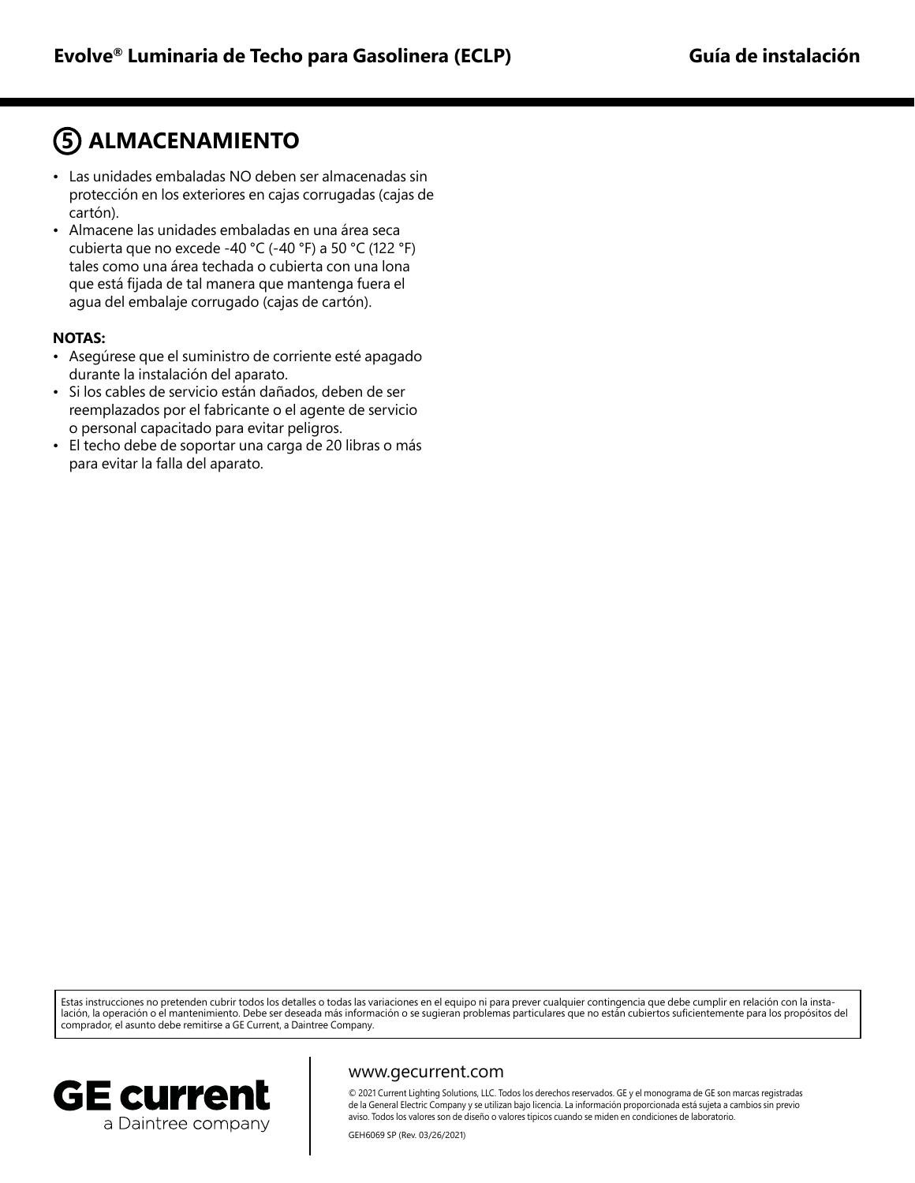## ⑤ ALMACENAMIENTO

- Las unidades embaladas NO deben ser almacenadas sin protección en los exteriores en cajas corrugadas (cajas de cartón).
- Almacene las unidades embaladas en una área seca cubierta que no excede -40 °C (-40 °F) a 50 °C (122 °F) tales como una área techada o cubierta con una lona que está fijada de tal manera que mantenga fuera el agua del embalaje corrugado (cajas de cartón).

**NOTAS:**

- Asegúrese que el suministro de corriente esté apagado durante la instalación del aparato.
- Si los cables de servicio están dañados, deben de ser reemplazados por el fabricante o el agente de servicio o personal capacitado para evitar peligros.
- El techo debe de soportar una carga de 20 libras o más para evitar la falla del aparato.

Estas instrucciones no pretenden cubrir todos los detalles o todas las variaciones en el equipo ni para prever cualquier contingencia que debe cumplir en relación con la instalación, la operación o el mantenimiento. Debe ser deseada más información o se sugieran problemas particulares que no están cubiertos suficientemente para los propósitos del comprador, el asunto debe remitirse a GE Current, a Daintree Company.

GE current
a Daintree company

www.gecurrent.com

© 2021 Current Lighting Solutions, LLC. Todos los derechos reservados. GE y el monograma de GE son marcas registradas de la General Electric Company y se utilizan bajo licencia. La información proporcionada está sujeta a cambios sin previo aviso. Todos los valores son de diseño o valores típicos cuando se miden en condiciones de laboratorio.

GEH6069 SP (Rev. 03/26/2021)